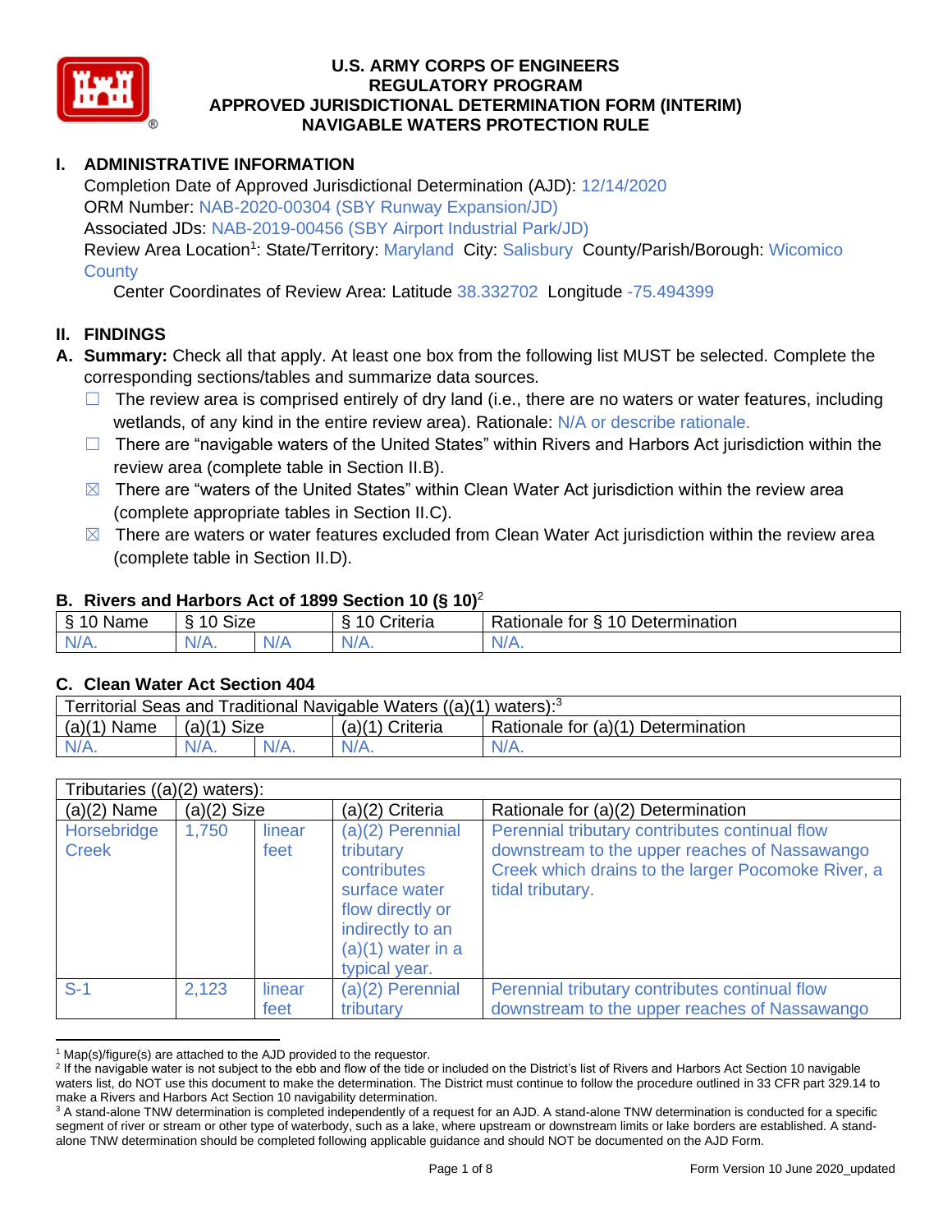# U.S. ARMY CORPS OF ENGINEERS
# REGULATORY PROGRAM
# APPROVED JURISDICTIONAL DETERMINATION FORM (INTERIM)
# NAVIGABLE WATERS PROTECTION RULE

## I. ADMINISTRATIVE INFORMATION

Completion Date of Approved Jurisdictional Determination (AJD): 12/14/2020
ORM Number: NAB-2020-00304 (SBY Runway Expansion/JD)
Associated JDs: NAB-2019-00456 (SBY Airport Industrial Park/JD)
Review Area Location[1]: State/Territory: Maryland City: Salisbury County/Parish/Borough: Wicomico County
Center Coordinates of Review Area: Latitude 38.332702 Longitude -75.494399

## II. FINDINGS

**A. Summary:** Check all that apply. At least one box from the following list MUST be selected. Complete the corresponding sections/tables and summarize data sources.

- ☐ The review area is comprised entirely of dry land (i.e., there are no waters or water features, including wetlands, of any kind in the entire review area). Rationale: N/A or describe rationale.
- ☐ There are "navigable waters of the United States" within Rivers and Harbors Act jurisdiction within the review area (complete table in Section II.B).
- ☒ There are "waters of the United States" within Clean Water Act jurisdiction within the review area (complete appropriate tables in Section II.C).
- ☒ There are waters or water features excluded from Clean Water Act jurisdiction within the review area (complete table in Section II.D).

### B. Rivers and Harbors Act of 1899 Section 10 (§ 10)[2]

| § 10 Name | § 10 Size | | § 10 Criteria | Rationale for § 10 Determination |
|---|---|---|---|---|
| N/A. | N/A. | N/A | N/A. | N/A. |

### C. Clean Water Act Section 404

| Territorial Seas and Traditional Navigable Waters ((a)(1) waters):[3] | | | | |
|---|---|---|---|---|
| (a)(1) Name | (a)(1) Size | | (a)(1) Criteria | Rationale for (a)(1) Determination |
| N/A. | N/A. | N/A. | N/A. | N/A. |

| Tributaries ((a)(2) waters): | | | | |
|---|---|---|---|---|
| (a)(2) Name | (a)(2) Size | | (a)(2) Criteria | Rationale for (a)(2) Determination |
| Horsebridge Creek | 1,750 | linear feet | (a)(2) Perennial tributary contributes surface water flow directly or indirectly to an (a)(1) water in a typical year. | Perennial tributary contributes continual flow downstream to the upper reaches of Nassawango Creek which drains to the larger Pocomoke River, a tidal tributary. |
| S-1 | 2,123 | linear feet | (a)(2) Perennial tributary | Perennial tributary contributes continual flow downstream to the upper reaches of Nassawango |

[1] Map(s)/figure(s) are attached to the AJD provided to the requestor.
[2] If the navigable water is not subject to the ebb and flow of the tide or included on the District's list of Rivers and Harbors Act Section 10 navigable waters list, do NOT use this document to make the determination. The District must continue to follow the procedure outlined in 33 CFR part 329.14 to make a Rivers and Harbors Act Section 10 navigability determination.
[3] A stand-alone TNW determination is completed independently of a request for an AJD. A stand-alone TNW determination is conducted for a specific segment of river or stream or other type of waterbody, such as a lake, where upstream or downstream limits or lake borders are established. A stand-alone TNW determination should be completed following applicable guidance and should NOT be documented on the AJD Form.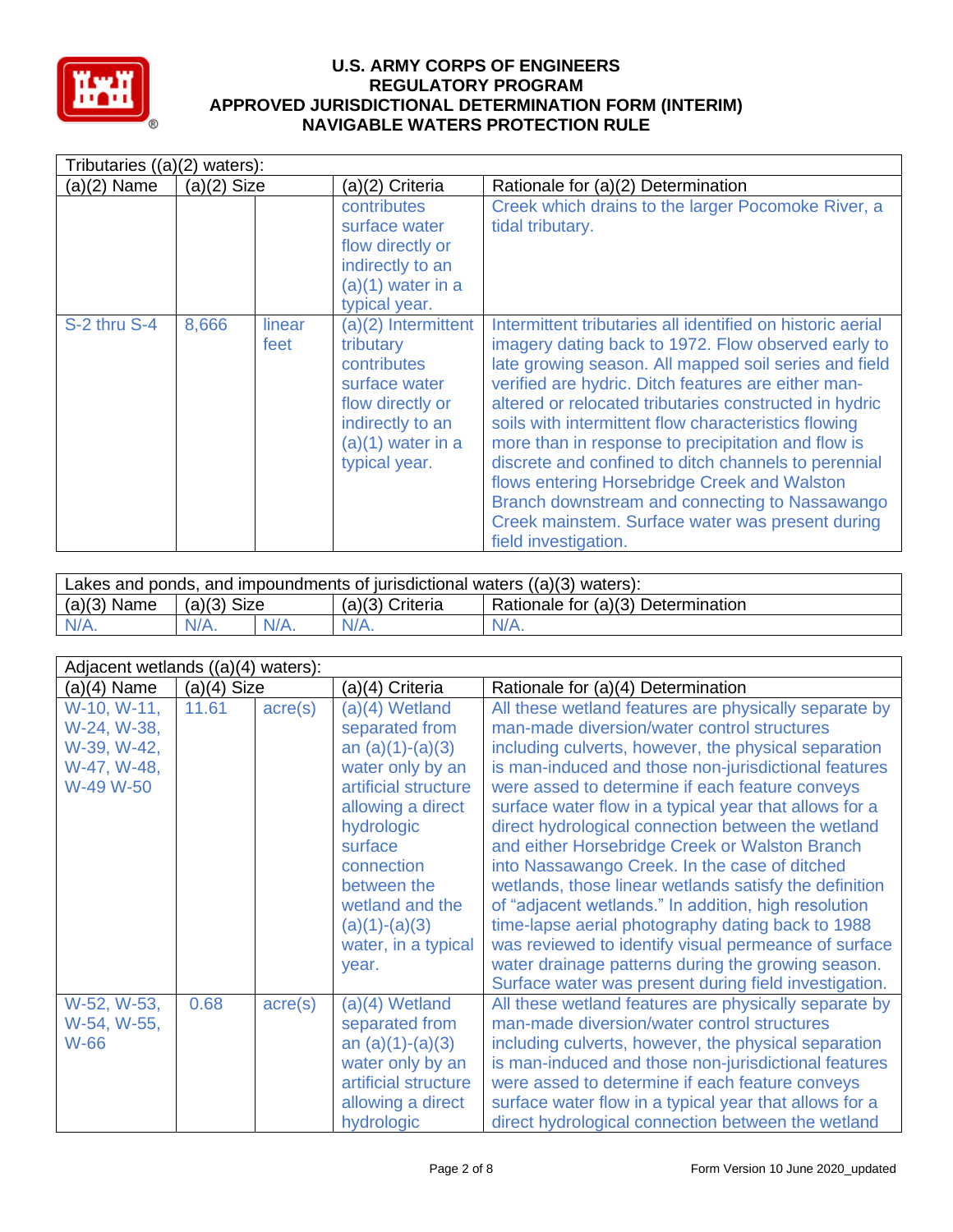# U.S. ARMY CORPS OF ENGINEERS
# REGULATORY PROGRAM
# APPROVED JURISDICTIONAL DETERMINATION FORM (INTERIM)
# NAVIGABLE WATERS PROTECTION RULE

| Tributaries ((a)(2) waters): | | | | |
|---|---|---|---|---|
| (a)(2) Name | (a)(2) Size | | (a)(2) Criteria | Rationale for (a)(2) Determination |
| | | | contributes surface water flow directly or indirectly to an (a)(1) water in a typical year. | Creek which drains to the larger Pocomoke River, a tidal tributary. |
| S-2 thru S-4 | 8,666 | linear feet | (a)(2) Intermittent tributary contributes surface water flow directly or indirectly to an (a)(1) water in a typical year. | Intermittent tributaries all identified on historic aerial imagery dating back to 1972. Flow observed early to late growing season. All mapped soil series and field verified are hydric. Ditch features are either man-altered or relocated tributaries constructed in hydric soils with intermittent flow characteristics flowing more than in response to precipitation and flow is discrete and confined to ditch channels to perennial flows entering Horsebridge Creek and Walston Branch downstream and connecting to Nassawango Creek mainstem. Surface water was present during field investigation. |

| Lakes and ponds, and impoundments of jurisdictional waters ((a)(3) waters): | | | | |
|---|---|---|---|---|
| (a)(3) Name | (a)(3) Size | | (a)(3) Criteria | Rationale for (a)(3) Determination |
| N/A. | N/A. | N/A. | N/A. | N/A. |

| Adjacent wetlands ((a)(4) waters): | | | | |
|---|---|---|---|---|
| (a)(4) Name | (a)(4) Size | | (a)(4) Criteria | Rationale for (a)(4) Determination |
| W-10, W-11, W-24, W-38, W-39, W-42, W-47, W-48, W-49 W-50 | 11.61 | acre(s) | (a)(4) Wetland separated from an (a)(1)-(a)(3) water only by an artificial structure allowing a direct hydrologic surface connection between the wetland and the (a)(1)-(a)(3) water, in a typical year. | All these wetland features are physically separate by man-made diversion/water control structures including culverts, however, the physical separation is man-induced and those non-jurisdictional features were assed to determine if each feature conveys surface water flow in a typical year that allows for a direct hydrological connection between the wetland and either Horsebridge Creek or Walston Branch into Nassawango Creek. In the case of ditched wetlands, those linear wetlands satisfy the definition of "adjacent wetlands." In addition, high resolution time-lapse aerial photography dating back to 1988 was reviewed to identify visual permeance of surface water drainage patterns during the growing season. Surface water was present during field investigation. |
| W-52, W-53, W-54, W-55, W-66 | 0.68 | acre(s) | (a)(4) Wetland separated from an (a)(1)-(a)(3) water only by an artificial structure allowing a direct hydrologic | All these wetland features are physically separate by man-made diversion/water control structures including culverts, however, the physical separation is man-induced and those non-jurisdictional features were assed to determine if each feature conveys surface water flow in a typical year that allows for a direct hydrological connection between the wetland |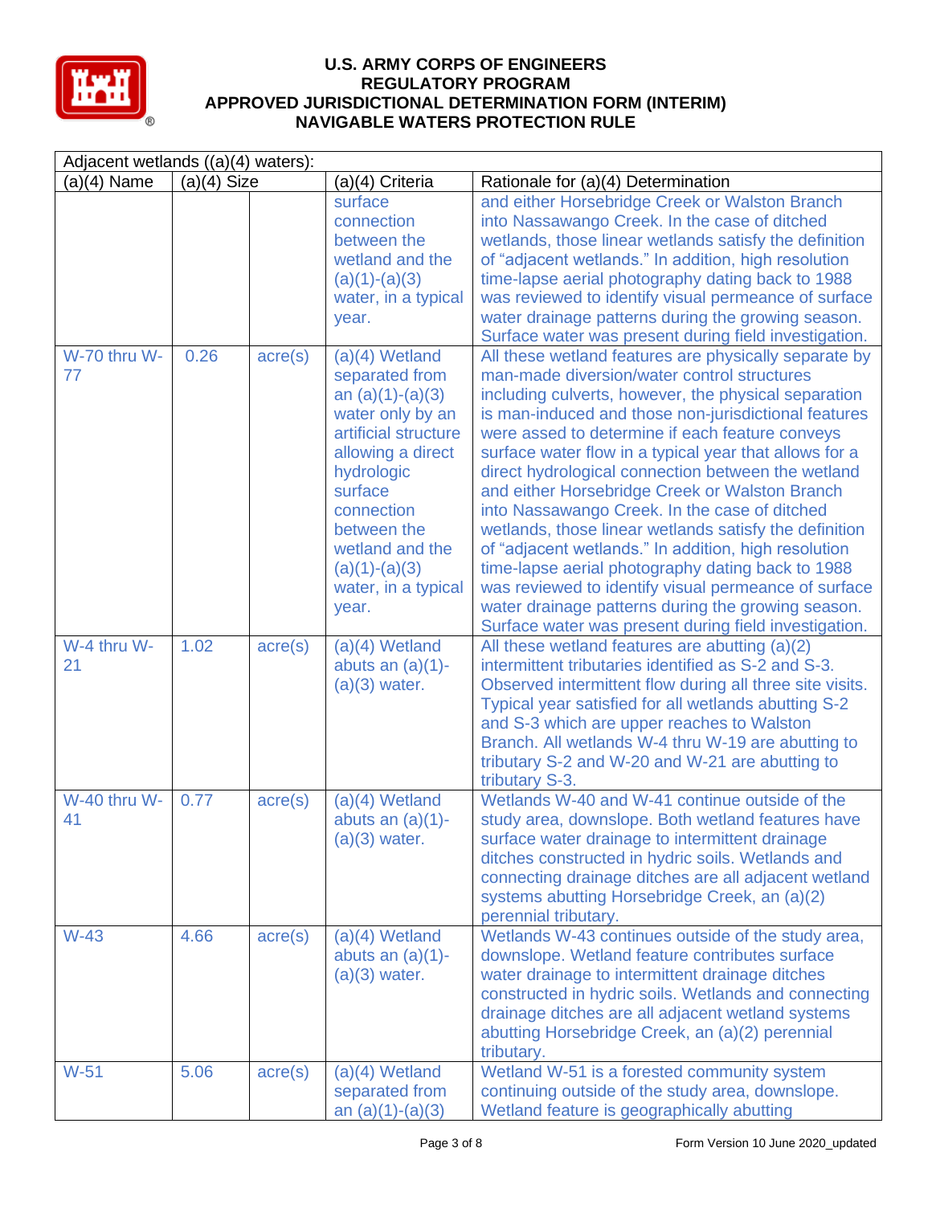| Adjacent wetlands ((a)(4) waters): | | | | |
|---|---|---|---|---|
| (a)(4) Name | (a)(4) Size | | (a)(4) Criteria | Rationale for (a)(4) Determination |
| | | | surface connection between the wetland and the (a)(1)-(a)(3) water, in a typical year. | and either Horsebridge Creek or Walston Branch into Nassawango Creek. In the case of ditched wetlands, those linear wetlands satisfy the definition of "adjacent wetlands." In addition, high resolution time-lapse aerial photography dating back to 1988 was reviewed to identify visual permeance of surface water drainage patterns during the growing season. Surface water was present during field investigation. |
| W-70 thru W-77 | 0.26 | acre(s) | (a)(4) Wetland separated from an (a)(1)-(a)(3) water only by an artificial structure allowing a direct hydrologic surface connection between the wetland and the (a)(1)-(a)(3) water, in a typical year. | All these wetland features are physically separate by man-made diversion/water control structures including culverts, however, the physical separation is man-induced and those non-jurisdictional features were assed to determine if each feature conveys surface water flow in a typical year that allows for a direct hydrological connection between the wetland and either Horsebridge Creek or Walston Branch into Nassawango Creek. In the case of ditched wetlands, those linear wetlands satisfy the definition of "adjacent wetlands." In addition, high resolution time-lapse aerial photography dating back to 1988 was reviewed to identify visual permeance of surface water drainage patterns during the growing season. Surface water was present during field investigation. |
| W-4 thru W-21 | 1.02 | acre(s) | (a)(4) Wetland abuts an (a)(1)-(a)(3) water. | All these wetland features are abutting (a)(2) intermittent tributaries identified as S-2 and S-3. Observed intermittent flow during all three site visits. Typical year satisfied for all wetlands abutting S-2 and S-3 which are upper reaches to Walston Branch. All wetlands W-4 thru W-19 are abutting to tributary S-2 and W-20 and W-21 are abutting to tributary S-3. |
| W-40 thru W-41 | 0.77 | acre(s) | (a)(4) Wetland abuts an (a)(1)-(a)(3) water. | Wetlands W-40 and W-41 continue outside of the study area, downslope. Both wetland features have surface water drainage to intermittent drainage ditches constructed in hydric soils. Wetlands and connecting drainage ditches are all adjacent wetland systems abutting Horsebridge Creek, an (a)(2) perennial tributary. |
| W-43 | 4.66 | acre(s) | (a)(4) Wetland abuts an (a)(1)-(a)(3) water. | Wetlands W-43 continues outside of the study area, downslope. Wetland feature contributes surface water drainage to intermittent drainage ditches constructed in hydric soils. Wetlands and connecting drainage ditches are all adjacent wetland systems abutting Horsebridge Creek, an (a)(2) perennial tributary. |
| W-51 | 5.06 | acre(s) | (a)(4) Wetland separated from an (a)(1)-(a)(3) | Wetland W-51 is a forested community system continuing outside of the study area, downslope. Wetland feature is geographically abutting |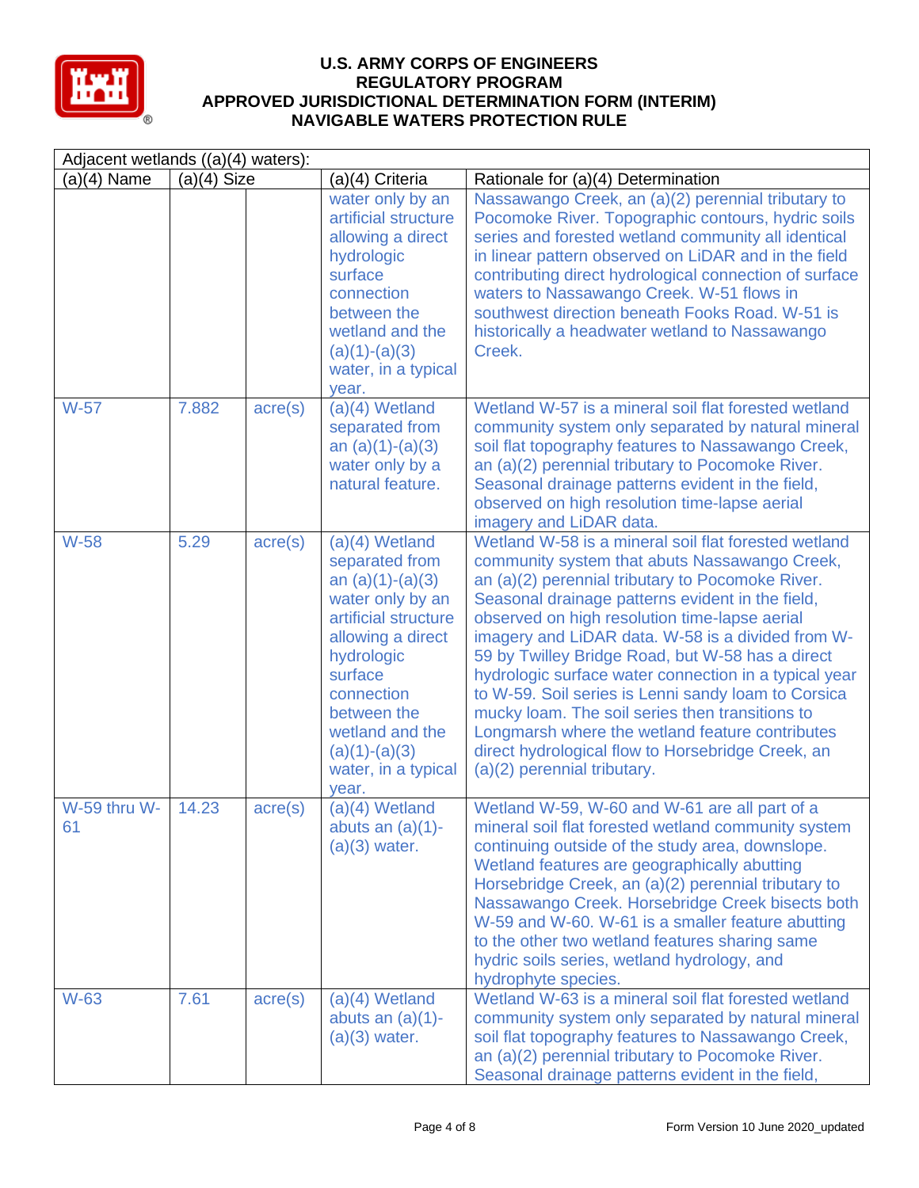# U.S. ARMY CORPS OF ENGINEERS
## REGULATORY PROGRAM
## APPROVED JURISDICTIONAL DETERMINATION FORM (INTERIM)
## NAVIGABLE WATERS PROTECTION RULE

Adjacent wetlands ((a)(4) waters):

| (a)(4) Name | (a)(4) Size | | (a)(4) Criteria | Rationale for (a)(4) Determination |
|---|---|---|---|---|
| | | | water only by an artificial structure allowing a direct hydrologic surface connection between the wetland and the (a)(1)-(a)(3) water, in a typical year. | Nassawango Creek, an (a)(2) perennial tributary to Pocomoke River. Topographic contours, hydric soils series and forested wetland community all identical in linear pattern observed on LiDAR and in the field contributing direct hydrological connection of surface waters to Nassawango Creek. W-51 flows in southwest direction beneath Fooks Road. W-51 is historically a headwater wetland to Nassawango Creek. |
| W-57 | 7.882 | acre(s) | (a)(4) Wetland separated from an (a)(1)-(a)(3) water only by a natural feature. | Wetland W-57 is a mineral soil flat forested wetland community system only separated by natural mineral soil flat topography features to Nassawango Creek, an (a)(2) perennial tributary to Pocomoke River. Seasonal drainage patterns evident in the field, observed on high resolution time-lapse aerial imagery and LiDAR data. |
| W-58 | 5.29 | acre(s) | (a)(4) Wetland separated from an (a)(1)-(a)(3) water only by an artificial structure allowing a direct hydrologic surface connection between the wetland and the (a)(1)-(a)(3) water, in a typical year. | Wetland W-58 is a mineral soil flat forested wetland community system that abuts Nassawango Creek, an (a)(2) perennial tributary to Pocomoke River. Seasonal drainage patterns evident in the field, observed on high resolution time-lapse aerial imagery and LiDAR data. W-58 is a divided from W-59 by Twilley Bridge Road, but W-58 has a direct hydrologic surface water connection in a typical year to W-59. Soil series is Lenni sandy loam to Corsica mucky loam. The soil series then transitions to Longmarsh where the wetland feature contributes direct hydrological flow to Horsebridge Creek, an (a)(2) perennial tributary. |
| W-59 thru W-61 | 14.23 | acre(s) | (a)(4) Wetland abuts an (a)(1)-(a)(3) water. | Wetland W-59, W-60 and W-61 are all part of a mineral soil flat forested wetland community system continuing outside of the study area, downslope. Wetland features are geographically abutting Horsebridge Creek, an (a)(2) perennial tributary to Nassawango Creek. Horsebridge Creek bisects both W-59 and W-60. W-61 is a smaller feature abutting to the other two wetland features sharing same hydric soils series, wetland hydrology, and hydrophyte species. |
| W-63 | 7.61 | acre(s) | (a)(4) Wetland abuts an (a)(1)-(a)(3) water. | Wetland W-63 is a mineral soil flat forested wetland community system only separated by natural mineral soil flat topography features to Nassawango Creek, an (a)(2) perennial tributary to Pocomoke River. Seasonal drainage patterns evident in the field, |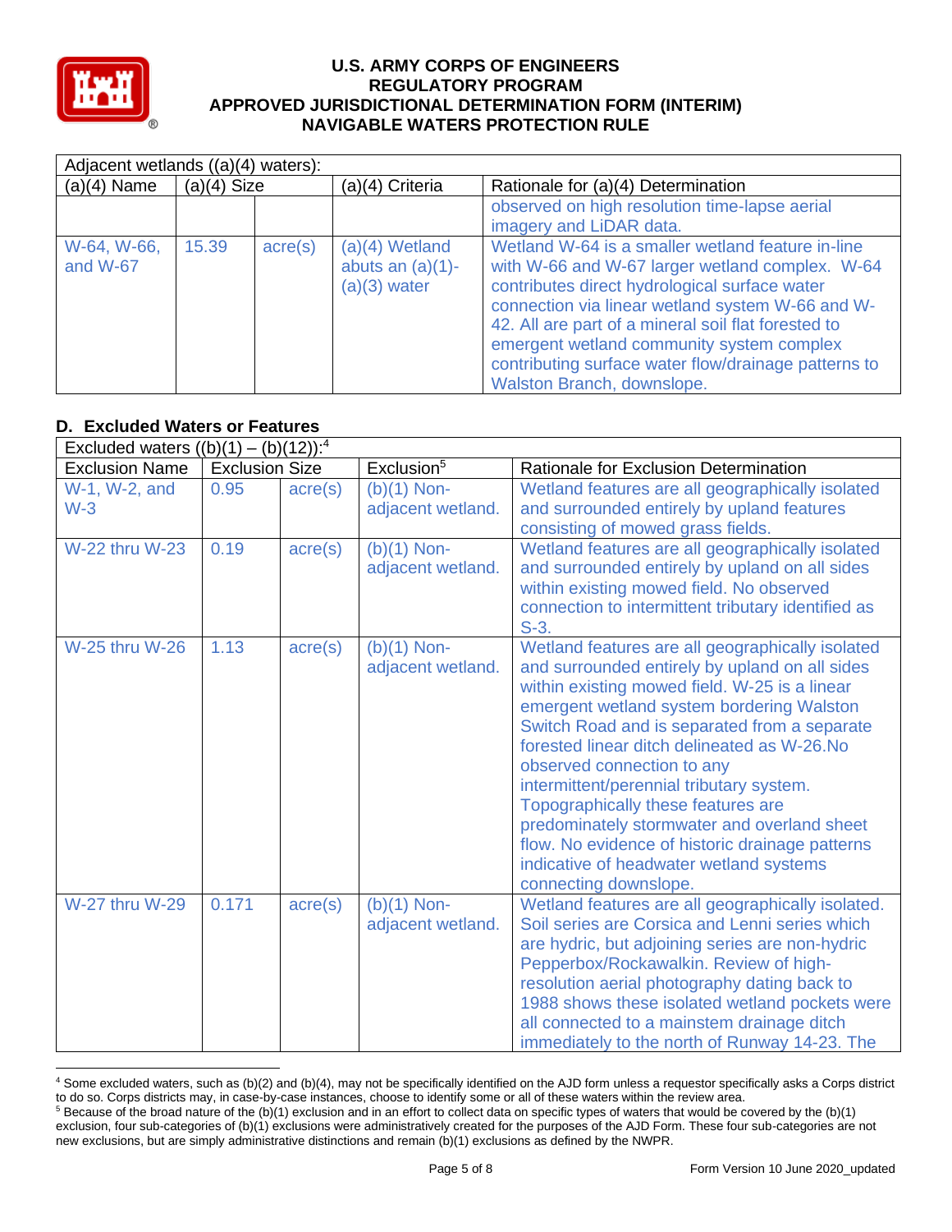| Adjacent wetlands ((a)(4) waters): | | | | |
|---|---|---|---|---|
| (a)(4) Name | (a)(4) Size | | (a)(4) Criteria | Rationale for (a)(4) Determination |
| | | | | observed on high resolution time-lapse aerial imagery and LiDAR data. |
| W-64, W-66, and W-67 | 15.39 | acre(s) | (a)(4) Wetland abuts an (a)(1)-(a)(3) water | Wetland W-64 is a smaller wetland feature in-line with W-66 and W-67 larger wetland complex. W-64 contributes direct hydrological surface water connection via linear wetland system W-66 and W-42. All are part of a mineral soil flat forested to emergent wetland community system complex contributing surface water flow/drainage patterns to Walston Branch, downslope. |

## D. Excluded Waters or Features

| Excluded waters ((b)(1) – (b)(12)):[4] | | | | |
|---|---|---|---|---|
| Exclusion Name | Exclusion Size | | Exclusion[5] | Rationale for Exclusion Determination |
| W-1, W-2, and W-3 | 0.95 | acre(s) | (b)(1) Non-adjacent wetland. | Wetland features are all geographically isolated and surrounded entirely by upland features consisting of mowed grass fields. |
| W-22 thru W-23 | 0.19 | acre(s) | (b)(1) Non-adjacent wetland. | Wetland features are all geographically isolated and surrounded entirely by upland on all sides within existing mowed field. No observed connection to intermittent tributary identified as S-3. |
| W-25 thru W-26 | 1.13 | acre(s) | (b)(1) Non-adjacent wetland. | Wetland features are all geographically isolated and surrounded entirely by upland on all sides within existing mowed field. W-25 is a linear emergent wetland system bordering Walston Switch Road and is separated from a separate forested linear ditch delineated as W-26.No observed connection to any intermittent/perennial tributary system. Topographically these features are predominately stormwater and overland sheet flow. No evidence of historic drainage patterns indicative of headwater wetland systems connecting downslope. |
| W-27 thru W-29 | 0.171 | acre(s) | (b)(1) Non-adjacent wetland. | Wetland features are all geographically isolated. Soil series are Corsica and Lenni series which are hydric, but adjoining series are non-hydric Pepperbox/Rockawalkin. Review of high-resolution aerial photography dating back to 1988 shows these isolated wetland pockets were all connected to a mainstem drainage ditch immediately to the north of Runway 14-23. The |

[4] Some excluded waters, such as (b)(2) and (b)(4), may not be specifically identified on the AJD form unless a requestor specifically asks a Corps district to do so. Corps districts may, in case-by-case instances, choose to identify some or all of these waters within the review area.

[5] Because of the broad nature of the (b)(1) exclusion and in an effort to collect data on specific types of waters that would be covered by the (b)(1) exclusion, four sub-categories of (b)(1) exclusions were administratively created for the purposes of the AJD Form. These four sub-categories are not new exclusions, but are simply administrative distinctions and remain (b)(1) exclusions as defined by the NWPR.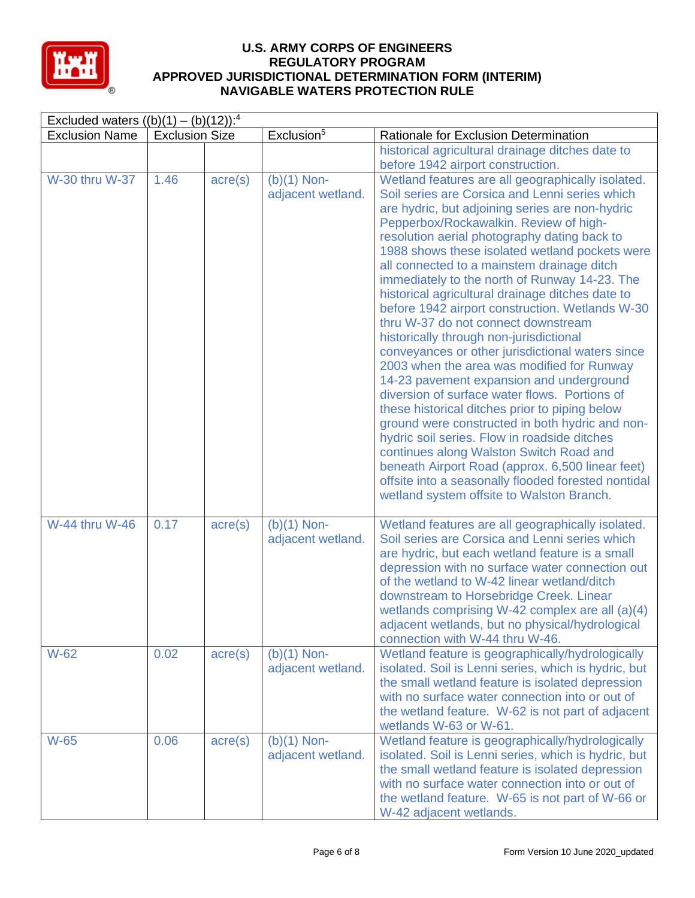# U.S. ARMY CORPS OF ENGINEERS
# REGULATORY PROGRAM
# APPROVED JURISDICTIONAL DETERMINATION FORM (INTERIM)
# NAVIGABLE WATERS PROTECTION RULE

| Excluded waters ((b)(1) – (b)(12)):[4] | | | | |
|---|---|---|---|---|
| Exclusion Name | Exclusion Size | | Exclusion[5] | Rationale for Exclusion Determination |
| | | | | historical agricultural drainage ditches date to before 1942 airport construction. |
| W-30 thru W-37 | 1.46 | acre(s) | (b)(1) Non-adjacent wetland. | Wetland features are all geographically isolated. Soil series are Corsica and Lenni series which are hydric, but adjoining series are non-hydric Pepperbox/Rockawalkin. Review of high-resolution aerial photography dating back to 1988 shows these isolated wetland pockets were all connected to a mainstem drainage ditch immediately to the north of Runway 14-23. The historical agricultural drainage ditches date to before 1942 airport construction. Wetlands W-30 thru W-37 do not connect downstream historically through non-jurisdictional conveyances or other jurisdictional waters since 2003 when the area was modified for Runway 14-23 pavement expansion and underground diversion of surface water flows. Portions of these historical ditches prior to piping below ground were constructed in both hydric and non-hydric soil series. Flow in roadside ditches continues along Walston Switch Road and beneath Airport Road (approx. 6,500 linear feet) offsite into a seasonally flooded forested nontidal wetland system offsite to Walston Branch. |
| W-44 thru W-46 | 0.17 | acre(s) | (b)(1) Non-adjacent wetland. | Wetland features are all geographically isolated. Soil series are Corsica and Lenni series which are hydric, but each wetland feature is a small depression with no surface water connection out of the wetland to W-42 linear wetland/ditch downstream to Horsebridge Creek. Linear wetlands comprising W-42 complex are all (a)(4) adjacent wetlands, but no physical/hydrological connection with W-44 thru W-46. |
| W-62 | 0.02 | acre(s) | (b)(1) Non-adjacent wetland. | Wetland feature is geographically/hydrologically isolated. Soil is Lenni series, which is hydric, but the small wetland feature is isolated depression with no surface water connection into or out of the wetland feature. W-62 is not part of adjacent wetlands W-63 or W-61. |
| W-65 | 0.06 | acre(s) | (b)(1) Non-adjacent wetland. | Wetland feature is geographically/hydrologically isolated. Soil is Lenni series, which is hydric, but the small wetland feature is isolated depression with no surface water connection into or out of the wetland feature. W-65 is not part of W-66 or W-42 adjacent wetlands. |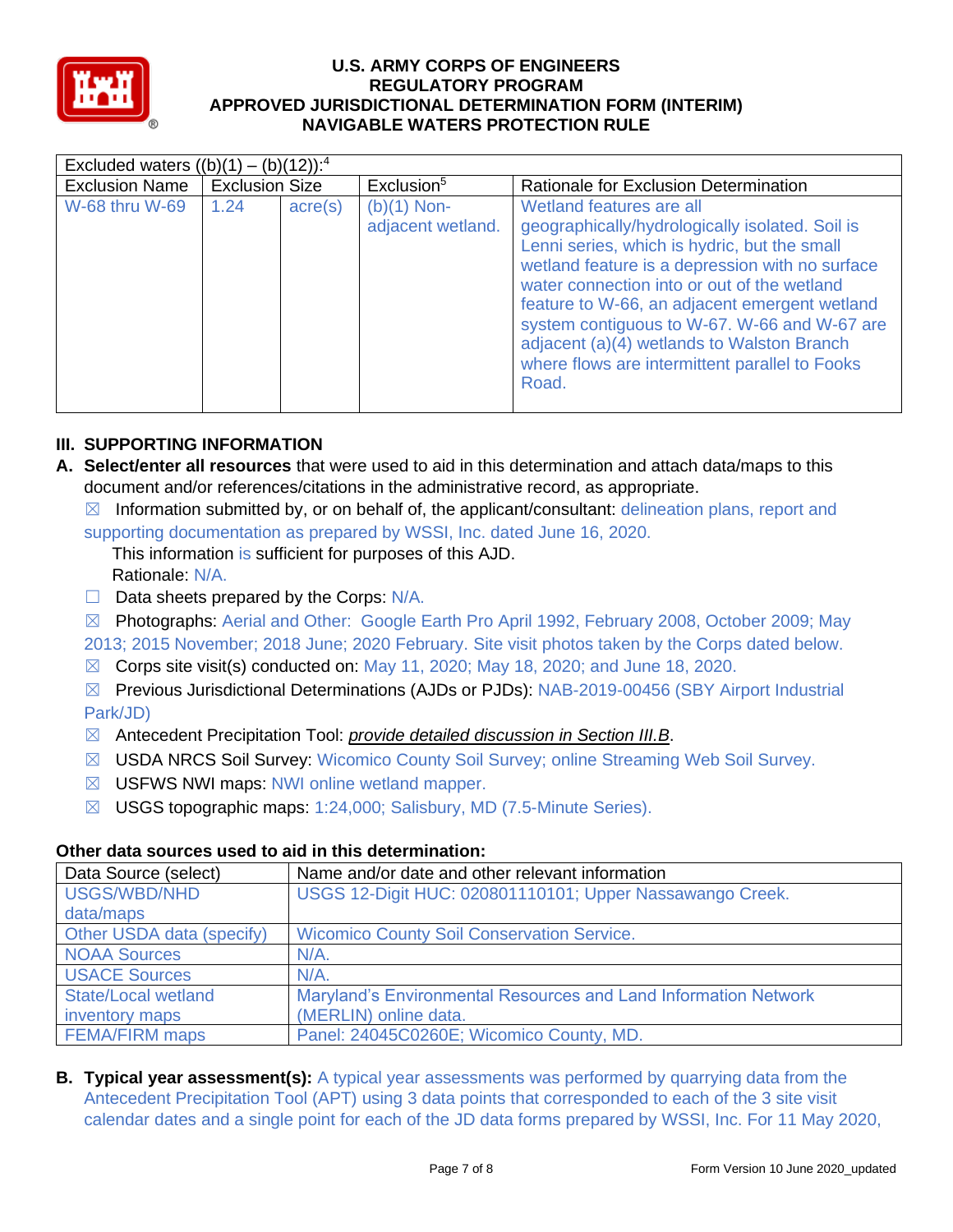| Excluded waters ((b)(1) – (b)(12)):[4] | | | | |
|---|---|---|---|---|
| Exclusion Name | Exclusion Size | | Exclusion[5] | Rationale for Exclusion Determination |
| W-68 thru W-69 | 1.24 | acre(s) | (b)(1) Non-adjacent wetland. | Wetland features are all geographically/hydrologically isolated. Soil is Lenni series, which is hydric, but the small wetland feature is a depression with no surface water connection into or out of the wetland feature to W-66, an adjacent emergent wetland system contiguous to W-67. W-66 and W-67 are adjacent (a)(4) wetlands to Walston Branch where flows are intermittent parallel to Fooks Road. |

## III. SUPPORTING INFORMATION

**A. Select/enter all resources** that were used to aid in this determination and attach data/maps to this document and/or references/citations in the administrative record, as appropriate.

☒ Information submitted by, or on behalf of, the applicant/consultant: delineation plans, report and supporting documentation as prepared by WSSI, Inc. dated June 16, 2020.
This information is sufficient for purposes of this AJD.
Rationale: N/A.

☐ Data sheets prepared by the Corps: N/A.

☒ Photographs: Aerial and Other: Google Earth Pro April 1992, February 2008, October 2009; May 2013; 2015 November; 2018 June; 2020 February. Site visit photos taken by the Corps dated below.

☒ Corps site visit(s) conducted on: May 11, 2020; May 18, 2020; and June 18, 2020.

☒ Previous Jurisdictional Determinations (AJDs or PJDs): NAB-2019-00456 (SBY Airport Industrial Park/JD)

☒ Antecedent Precipitation Tool: *provide detailed discussion in Section III.B*.

☒ USDA NRCS Soil Survey: Wicomico County Soil Survey; online Streaming Web Soil Survey.

☒ USFWS NWI maps: NWI online wetland mapper.

☒ USGS topographic maps: 1:24,000; Salisbury, MD (7.5-Minute Series).

**Other data sources used to aid in this determination:**

| Data Source (select) | Name and/or date and other relevant information |
|---|---|
| USGS/WBD/NHD data/maps | USGS 12-Digit HUC: 020801110101; Upper Nassawango Creek. |
| Other USDA data (specify) | Wicomico County Soil Conservation Service. |
| NOAA Sources | N/A. |
| USACE Sources | N/A. |
| State/Local wetland inventory maps | Maryland's Environmental Resources and Land Information Network (MERLIN) online data. |
| FEMA/FIRM maps | Panel: 24045C0260E; Wicomico County, MD. |

**B. Typical year assessment(s):** A typical year assessments was performed by quarrying data from the Antecedent Precipitation Tool (APT) using 3 data points that corresponded to each of the 3 site visit calendar dates and a single point for each of the JD data forms prepared by WSSI, Inc. For 11 May 2020,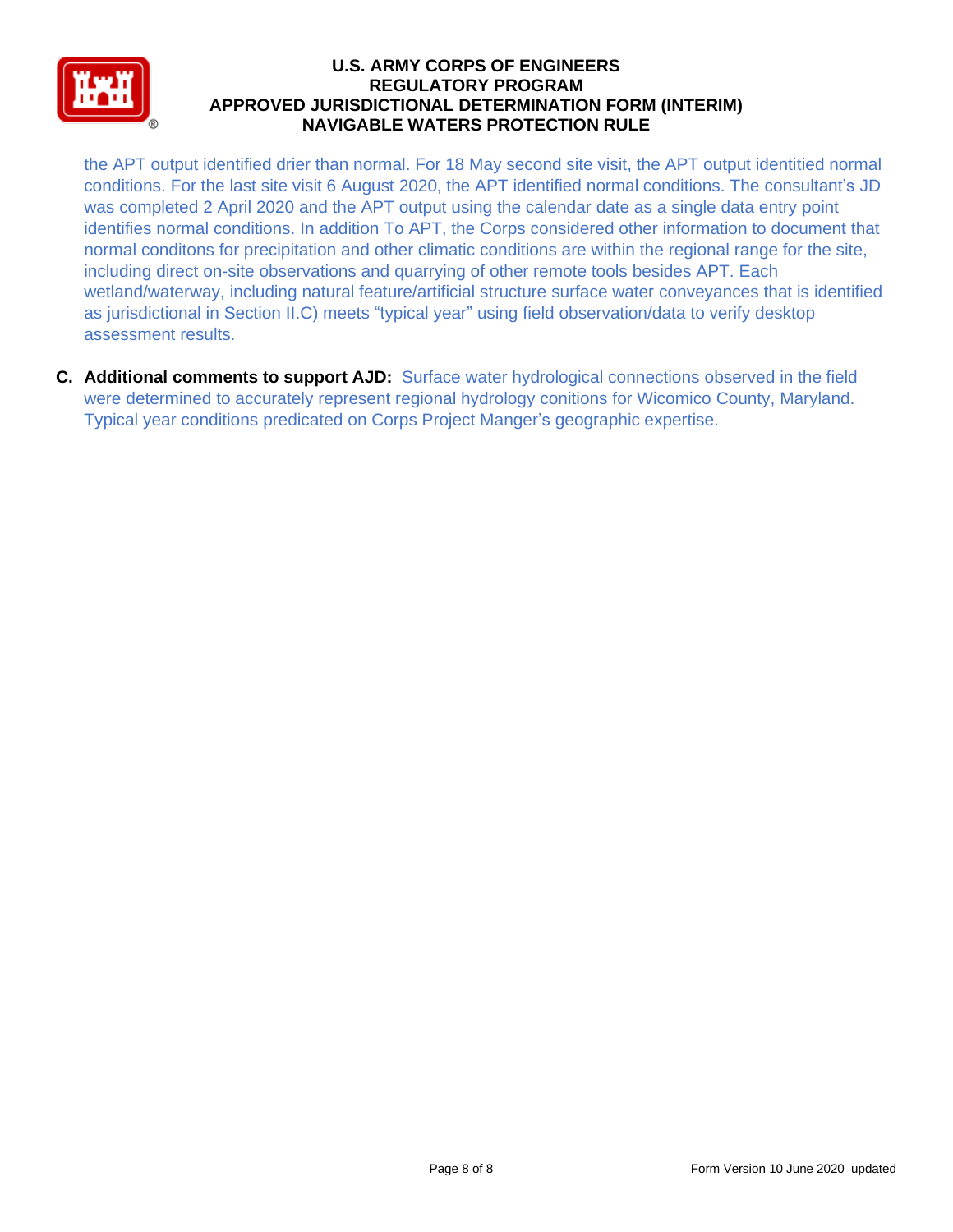the APT output identified drier than normal. For 18 May second site visit, the APT output identitied normal conditions. For the last site visit 6 August 2020, the APT identified normal conditions. The consultant's JD was completed 2 April 2020 and the APT output using the calendar date as a single data entry point identifies normal conditions. In addition To APT, the Corps considered other information to document that normal conditons for precipitation and other climatic conditions are within the regional range for the site, including direct on-site observations and quarrying of other remote tools besides APT. Each wetland/waterway, including natural feature/artificial structure surface water conveyances that is identified as jurisdictional in Section II.C) meets "typical year" using field observation/data to verify desktop assessment results.

**C. Additional comments to support AJD:** Surface water hydrological connections observed in the field were determined to accurately represent regional hydrology conitions for Wicomico County, Maryland. Typical year conditions predicated on Corps Project Manger's geographic expertise.